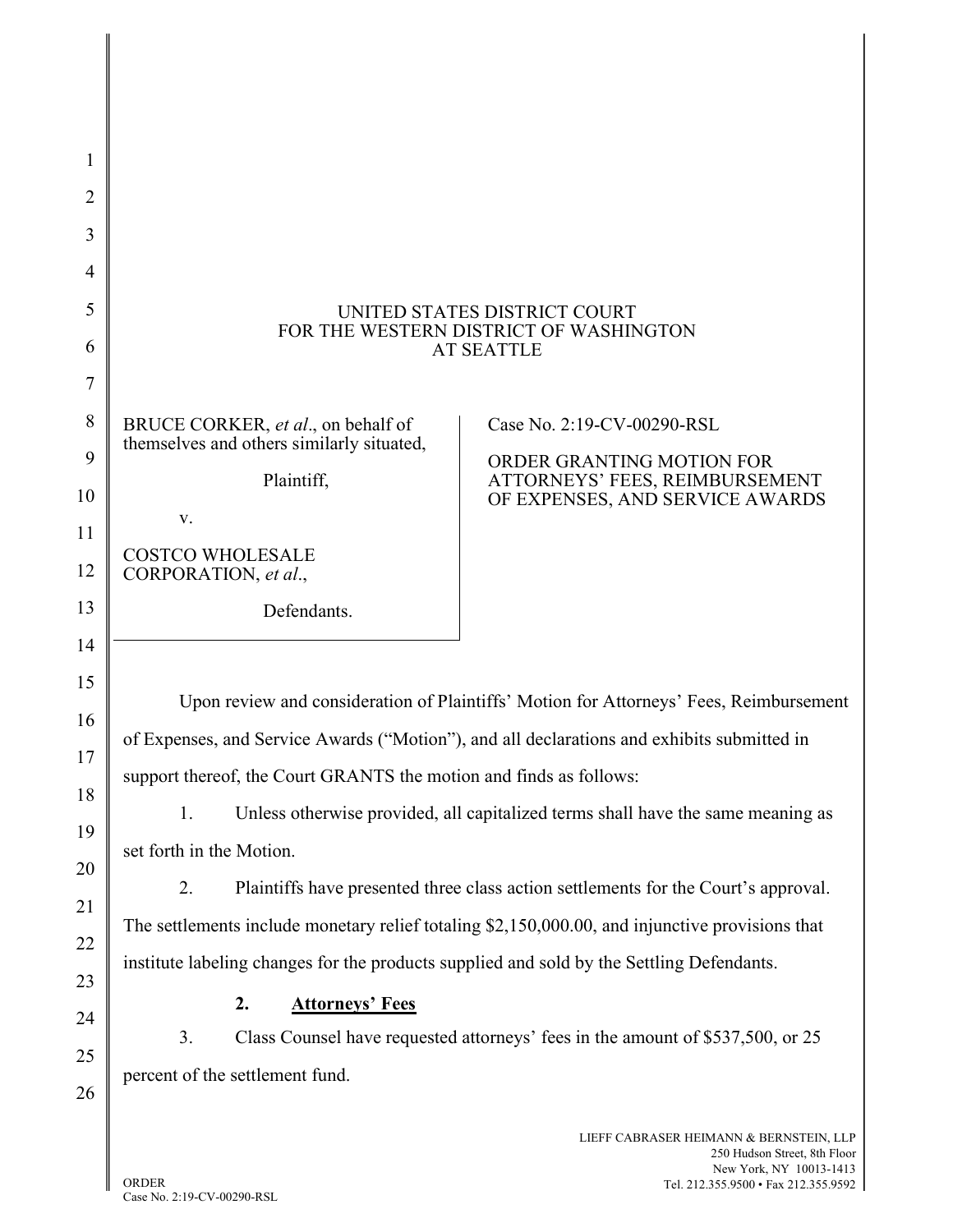UNITED STATES DISTRICT COURT
FOR THE WESTERN DISTRICT OF WASHINGTON
AT SEATTLE

| | |
|---|---|
| BRUCE CORKER, *et al*., on behalf of themselves and others similarly situated,<br><br>Plaintiff,<br><br>v.<br><br>COSTCO WHOLESALE CORPORATION, *et al*.,<br><br>Defendants. | Case No. 2:19-CV-00290-RSL<br><br>ORDER GRANTING MOTION FOR ATTORNEYS' FEES, REIMBURSEMENT OF EXPENSES, AND SERVICE AWARDS |

Upon review and consideration of Plaintiffs' Motion for Attorneys' Fees, Reimbursement of Expenses, and Service Awards ("Motion"), and all declarations and exhibits submitted in support thereof, the Court GRANTS the motion and finds as follows:

1. Unless otherwise provided, all capitalized terms shall have the same meaning as set forth in the Motion.

2. Plaintiffs have presented three class action settlements for the Court's approval. The settlements include monetary relief totaling $2,150,000.00, and injunctive provisions that institute labeling changes for the products supplied and sold by the Settling Defendants.

### 2. <u>Attorneys' Fees</u>

3. Class Counsel have requested attorneys' fees in the amount of $537,500, or 25 percent of the settlement fund.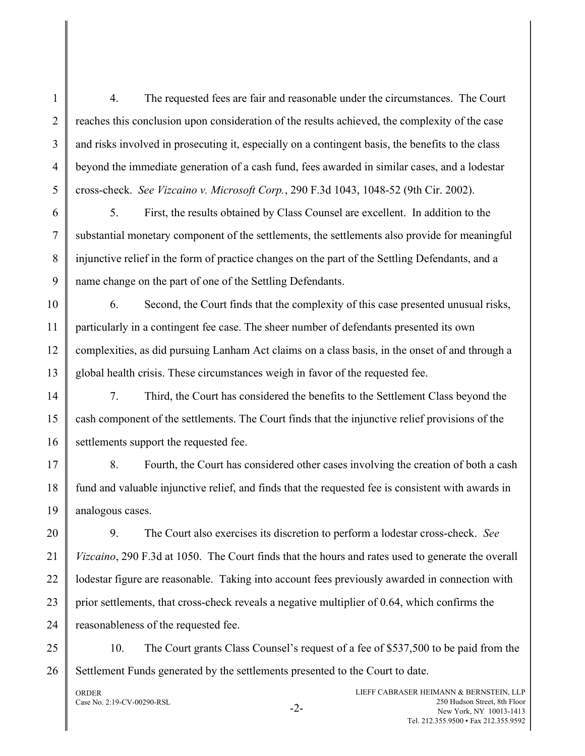4. The requested fees are fair and reasonable under the circumstances. The Court reaches this conclusion upon consideration of the results achieved, the complexity of the case and risks involved in prosecuting it, especially on a contingent basis, the benefits to the class beyond the immediate generation of a cash fund, fees awarded in similar cases, and a lodestar cross-check. *See Vizcaino v. Microsoft Corp.*, 290 F.3d 1043, 1048-52 (9th Cir. 2002).

5. First, the results obtained by Class Counsel are excellent. In addition to the substantial monetary component of the settlements, the settlements also provide for meaningful injunctive relief in the form of practice changes on the part of the Settling Defendants, and a name change on the part of one of the Settling Defendants.

6. Second, the Court finds that the complexity of this case presented unusual risks, particularly in a contingent fee case. The sheer number of defendants presented its own complexities, as did pursuing Lanham Act claims on a class basis, in the onset of and through a global health crisis. These circumstances weigh in favor of the requested fee.

7. Third, the Court has considered the benefits to the Settlement Class beyond the cash component of the settlements. The Court finds that the injunctive relief provisions of the settlements support the requested fee.

8. Fourth, the Court has considered other cases involving the creation of both a cash fund and valuable injunctive relief, and finds that the requested fee is consistent with awards in analogous cases.

9. The Court also exercises its discretion to perform a lodestar cross-check. *See Vizcaino*, 290 F.3d at 1050. The Court finds that the hours and rates used to generate the overall lodestar figure are reasonable. Taking into account fees previously awarded in connection with prior settlements, that cross-check reveals a negative multiplier of 0.64, which confirms the reasonableness of the requested fee.

10. The Court grants Class Counsel's request of a fee of $537,500 to be paid from the Settlement Funds generated by the settlements presented to the Court to date.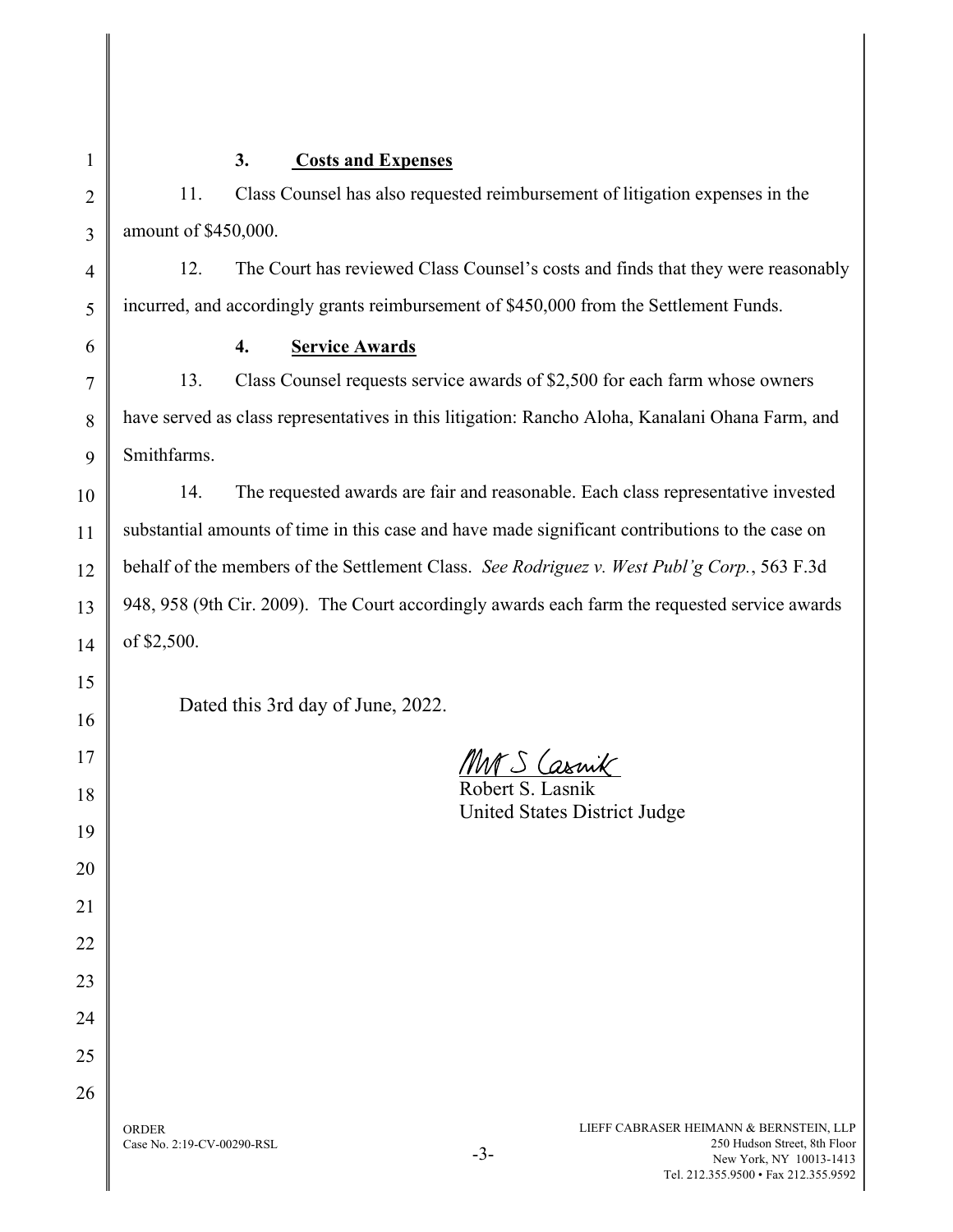**3. Costs and Expenses**

11. Class Counsel has also requested reimbursement of litigation expenses in the amount of $450,000.

12. The Court has reviewed Class Counsel's costs and finds that they were reasonably incurred, and accordingly grants reimbursement of $450,000 from the Settlement Funds.

**4. Service Awards**

13. Class Counsel requests service awards of $2,500 for each farm whose owners have served as class representatives in this litigation: Rancho Aloha, Kanalani Ohana Farm, and Smithfarms.

14. The requested awards are fair and reasonable. Each class representative invested substantial amounts of time in this case and have made significant contributions to the case on behalf of the members of the Settlement Class. *See Rodriguez v. West Publ'g Corp.*, 563 F.3d 948, 958 (9th Cir. 2009). The Court accordingly awards each farm the requested service awards of $2,500.

Dated this 3rd day of June, 2022.

Robert S. Lasnik
United States District Judge